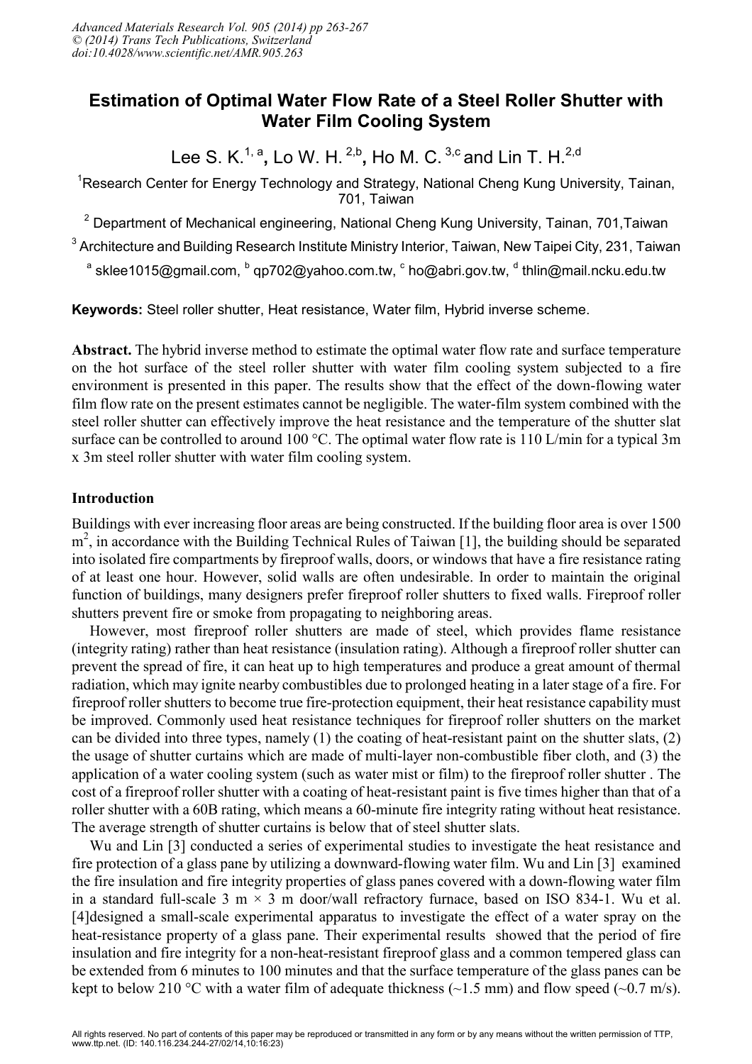# Estimation of Optimal Water Flow Rate of a Steel Roller Shutter with Water Film Cooling System

Lee S. K.[1, a], Lo W. H.[2,b], Ho M. C.[3,c] and Lin T. H.[2,d]

[1]Research Center for Energy Technology and Strategy, National Cheng Kung University, Tainan, 701, Taiwan

[2] Department of Mechanical engineering, National Cheng Kung University, Tainan, 701,Taiwan

[3] Architecture and Building Research Institute Ministry Interior, Taiwan, New Taipei City, 231, Taiwan

[a] sklee1015@gmail.com, [b] qp702@yahoo.com.tw, [c] ho@abri.gov.tw, [d] thlin@mail.ncku.edu.tw

**Keywords:** Steel roller shutter, Heat resistance, Water film, Hybrid inverse scheme.

**Abstract.** The hybrid inverse method to estimate the optimal water flow rate and surface temperature on the hot surface of the steel roller shutter with water film cooling system subjected to a fire environment is presented in this paper. The results show that the effect of the down-flowing water film flow rate on the present estimates cannot be negligible. The water-film system combined with the steel roller shutter can effectively improve the heat resistance and the temperature of the shutter slat surface can be controlled to around 100 °C. The optimal water flow rate is 110 L/min for a typical 3m x 3m steel roller shutter with water film cooling system.

## Introduction

Buildings with ever increasing floor areas are being constructed. If the building floor area is over 1500 m$^2$, in accordance with the Building Technical Rules of Taiwan [1], the building should be separated into isolated fire compartments by fireproof walls, doors, or windows that have a fire resistance rating of at least one hour. However, solid walls are often undesirable. In order to maintain the original function of buildings, many designers prefer fireproof roller shutters to fixed walls. Fireproof roller shutters prevent fire or smoke from propagating to neighboring areas.

However, most fireproof roller shutters are made of steel, which provides flame resistance (integrity rating) rather than heat resistance (insulation rating). Although a fireproof roller shutter can prevent the spread of fire, it can heat up to high temperatures and produce a great amount of thermal radiation, which may ignite nearby combustibles due to prolonged heating in a later stage of a fire. For fireproof roller shutters to become true fire-protection equipment, their heat resistance capability must be improved. Commonly used heat resistance techniques for fireproof roller shutters on the market can be divided into three types, namely (1) the coating of heat-resistant paint on the shutter slats, (2) the usage of shutter curtains which are made of multi-layer non-combustible fiber cloth, and (3) the application of a water cooling system (such as water mist or film) to the fireproof roller shutter . The cost of a fireproof roller shutter with a coating of heat-resistant paint is five times higher than that of a roller shutter with a 60B rating, which means a 60-minute fire integrity rating without heat resistance. The average strength of shutter curtains is below that of steel shutter slats.

Wu and Lin [3] conducted a series of experimental studies to investigate the heat resistance and fire protection of a glass pane by utilizing a downward-flowing water film. Wu and Lin [3] examined the fire insulation and fire integrity properties of glass panes covered with a down-flowing water film in a standard full-scale 3 m × 3 m door/wall refractory furnace, based on ISO 834-1. Wu et al. [4]designed a small-scale experimental apparatus to investigate the effect of a water spray on the heat-resistance property of a glass pane. Their experimental results showed that the period of fire insulation and fire integrity for a non-heat-resistant fireproof glass and a common tempered glass can be extended from 6 minutes to 100 minutes and that the surface temperature of the glass panes can be kept to below 210 °C with a water film of adequate thickness (~1.5 mm) and flow speed (~0.7 m/s).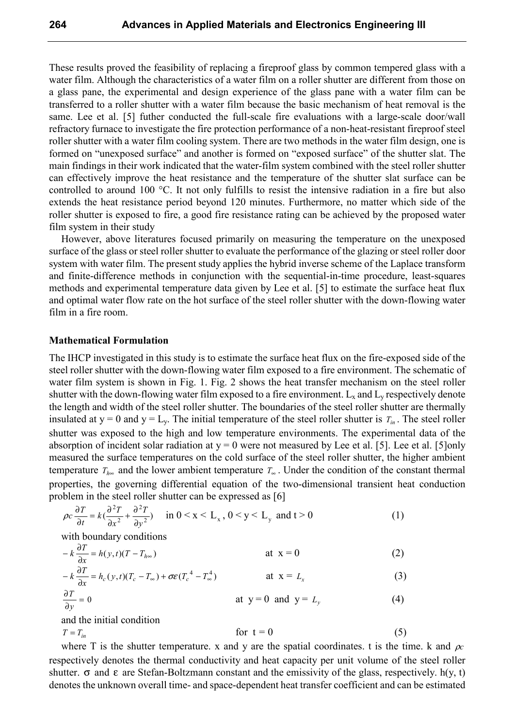These results proved the feasibility of replacing a fireproof glass by common tempered glass with a water film. Although the characteristics of a water film on a roller shutter are different from those on a glass pane, the experimental and design experience of the glass pane with a water film can be transferred to a roller shutter with a water film because the basic mechanism of heat removal is the same. Lee et al. [5] futher conducted the full-scale fire evaluations with a large-scale door/wall refractory furnace to investigate the fire protection performance of a non-heat-resistant fireproof steel roller shutter with a water film cooling system. There are two methods in the water film design, one is formed on "unexposed surface" and another is formed on "exposed surface" of the shutter slat. The main findings in their work indicated that the water-film system combined with the steel roller shutter can effectively improve the heat resistance and the temperature of the shutter slat surface can be controlled to around 100 °C. It not only fulfills to resist the intensive radiation in a fire but also extends the heat resistance period beyond 120 minutes. Furthermore, no matter which side of the roller shutter is exposed to fire, a good fire resistance rating can be achieved by the proposed water film system in their study

However, above literatures focused primarily on measuring the temperature on the unexposed surface of the glass or steel roller shutter to evaluate the performance of the glazing or steel roller door system with water film. The present study applies the hybrid inverse scheme of the Laplace transform and finite-difference methods in conjunction with the sequential-in-time procedure, least-squares methods and experimental temperature data given by Lee et al. [5] to estimate the surface heat flux and optimal water flow rate on the hot surface of the steel roller shutter with the down-flowing water film in a fire room.

**Mathematical Formulation**

The IHCP investigated in this study is to estimate the surface heat flux on the fire-exposed side of the steel roller shutter with the down-flowing water film exposed to a fire environment. The schematic of water film system is shown in Fig. 1. Fig. 2 shows the heat transfer mechanism on the steel roller shutter with the down-flowing water film exposed to a fire environment. $L_x$ and $L_y$ respectively denote the length and width of the steel roller shutter. The boundaries of the steel roller shutter are thermally insulated at $y = 0$ and $y = L_y$. The initial temperature of the steel roller shutter is $T_{in}$. The steel roller shutter was exposed to the high and low temperature environments. The experimental data of the absorption of incident solar radiation at $y = 0$ were not measured by Lee et al. [5]. Lee et al. [5]only measured the surface temperatures on the cold surface of the steel roller shutter, the higher ambient temperature $T_{h\infty}$ and the lower ambient temperature $T_{\infty}$. Under the condition of the constant thermal properties, the governing differential equation of the two-dimensional transient heat conduction problem in the steel roller shutter can be expressed as [6]

$$\rho c \frac{\partial T}{\partial t} = k\left(\frac{\partial^2 T}{\partial x^2} + \frac{\partial^2 T}{\partial y^2}\right) \quad \text{in } 0 < x < L_x,\ 0 < y < L_y \text{ and } t > 0 \tag{1}$$

with boundary conditions

$$-k\frac{\partial T}{\partial x} = h(y,t)(T - T_{h\infty}) \quad \text{at } x = 0 \tag{2}$$

$$-k\frac{\partial T}{\partial x} = h_c(y,t)(T_c - T_{\infty}) + \sigma\varepsilon(T_c^4 - T_{\infty}^4) \quad \text{at } x = L_x \tag{3}$$

$$\frac{\partial T}{\partial y} = 0 \quad \text{at } y = 0 \text{ and } y = L_y \tag{4}$$

and the initial condition

$$T = T_{in} \quad \text{for } t = 0 \tag{5}$$

where T is the shutter temperature. x and y are the spatial coordinates. t is the time. k and $\rho c$ respectively denotes the thermal conductivity and heat capacity per unit volume of the steel roller shutter. $\sigma$ and $\varepsilon$ are Stefan-Boltzmann constant and the emissivity of the glass, respectively. h(y, t) denotes the unknown overall time- and space-dependent heat transfer coefficient and can be estimated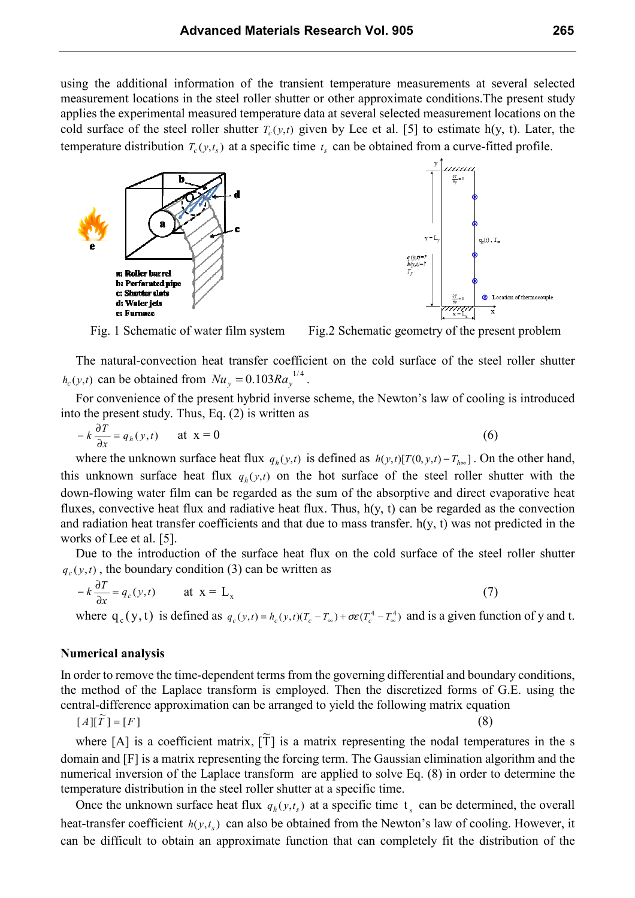using the additional information of the transient temperature measurements at several selected measurement locations in the steel roller shutter or other approximate conditions.The present study applies the experimental measured temperature data at several selected measurement locations on the cold surface of the steel roller shutter $T_c(y,t)$ given by Lee et al. [5] to estimate h(y, t). Later, the temperature distribution $T_c(y,t_s)$ at a specific time $t_s$ can be obtained from a curve-fitted profile.

Fig. 1 Schematic of water film system

Fig.2 Schematic geometry of the present problem

The natural-convection heat transfer coefficient on the cold surface of the steel roller shutter $h_c(y,t)$ can be obtained from $Nu_y = 0.103 Ra_y^{1/4}$.

For convenience of the present hybrid inverse scheme, the Newton's law of cooling is introduced into the present study. Thus, Eq. (2) is written as

$$-k\frac{\partial T}{\partial x} = q_h(y,t) \quad \text{at } x = 0 \tag{6}$$

where the unknown surface heat flux $q_h(y,t)$ is defined as $h(y,t)[T(0,y,t) - T_{h\infty}]$. On the other hand, this unknown surface heat flux $q_h(y,t)$ on the hot surface of the steel roller shutter with the down-flowing water film can be regarded as the sum of the absorptive and direct evaporative heat fluxes, convective heat flux and radiative heat flux. Thus, h(y, t) can be regarded as the convection and radiation heat transfer coefficients and that due to mass transfer. h(y, t) was not predicted in the works of Lee et al. [5].

Due to the introduction of the surface heat flux on the cold surface of the steel roller shutter $q_c(y,t)$, the boundary condition (3) can be written as

$$-k\frac{\partial T}{\partial x} = q_c(y,t) \quad \text{at } x = L_x \tag{7}$$

where $q_c(y,t)$ is defined as $q_c(y,t) = h_c(y,t)(T_c - T_\infty) + \sigma\varepsilon(T_c^4 - T_\infty^4)$ and is a given function of y and t.

## Numerical analysis

In order to remove the time-dependent terms from the governing differential and boundary conditions, the method of the Laplace transform is employed. Then the discretized forms of G.E. using the central-difference approximation can be arranged to yield the following matrix equation

$$[A][\tilde{T}] = [F] \tag{8}$$

where [A] is a coefficient matrix, $[\tilde{T}]$ is a matrix representing the nodal temperatures in the s domain and [F] is a matrix representing the forcing term. The Gaussian elimination algorithm and the numerical inversion of the Laplace transform are applied to solve Eq. (8) in order to determine the temperature distribution in the steel roller shutter at a specific time.

Once the unknown surface heat flux $q_h(y,t_s)$ at a specific time $t_s$ can be determined, the overall heat-transfer coefficient $h(y,t_s)$ can also be obtained from the Newton's law of cooling. However, it can be difficult to obtain an approximate function that can completely fit the distribution of the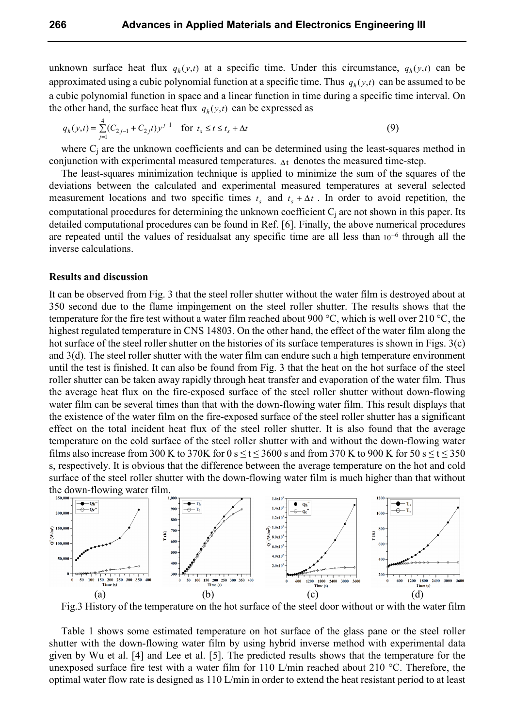unknown surface heat flux $q_h(y,t)$ at a specific time. Under this circumstance, $q_h(y,t)$ can be approximated using a cubic polynomial function at a specific time. Thus $q_h(y,t)$ can be assumed to be a cubic polynomial function in space and a linear function in time during a specific time interval. On the other hand, the surface heat flux $q_h(y,t)$ can be expressed as

$$q_h(y,t) = \sum_{j=1}^{4}(C_{2j-1} + C_{2j}t)y^{j-1} \quad \text{for } t_s \le t \le t_s + \Delta t \tag{9}$$

where $C_j$ are the unknown coefficients and can be determined using the least-squares method in conjunction with experimental measured temperatures. $\Delta t$ denotes the measured time-step.

The least-squares minimization technique is applied to minimize the sum of the squares of the deviations between the calculated and experimental measured temperatures at several selected measurement locations and two specific times $t_s$ and $t_s + \Delta t$. In order to avoid repetition, the computational procedures for determining the unknown coefficient $C_j$ are not shown in this paper. Its detailed computational procedures can be found in Ref. [6]. Finally, the above numerical procedures are repeated until the values of residualsat any specific time are all less than $10^{-6}$ through all the inverse calculations.

**Results and discussion**

It can be observed from Fig. 3 that the steel roller shutter without the water film is destroyed about at 350 second due to the flame impingement on the steel roller shutter. The results shows that the temperature for the fire test without a water film reached about 900 °C, which is well over 210 °C, the highest regulated temperature in CNS 14803. On the other hand, the effect of the water film along the hot surface of the steel roller shutter on the histories of its surface temperatures is shown in Figs. 3(c) and 3(d). The steel roller shutter with the water film can endure such a high temperature environment until the test is finished. It can also be found from Fig. 3 that the heat on the hot surface of the steel roller shutter can be taken away rapidly through heat transfer and evaporation of the water film. Thus the average heat flux on the fire-exposed surface of the steel roller shutter without down-flowing water film can be several times than that with the down-flowing water film. This result displays that the existence of the water film on the fire-exposed surface of the steel roller shutter has a significant effect on the total incident heat flux of the steel roller shutter. It is also found that the average temperature on the cold surface of the steel roller shutter with and without the down-flowing water films also increase from 300 K to 370K for 0 s ≤ t ≤ 3600 s and from 370 K to 900 K for 50 s ≤ t ≤ 350 s, respectively. It is obvious that the difference between the average temperature on the hot and cold surface of the steel roller shutter with the down-flowing water film is much higher than that without the down-flowing water film.

(a) (b) (c) (d)

Fig.3 History of the temperature on the hot surface of the steel door without or with the water film

Table 1 shows some estimated temperature on hot surface of the glass pane or the steel roller shutter with the down-flowing water film by using hybrid inverse method with experimental data given by Wu et al. [4] and Lee et al. [5]. The predicted results shows that the temperature for the unexposed surface fire test with a water film for 110 L/min reached about 210 °C. Therefore, the optimal water flow rate is designed as 110 L/min in order to extend the heat resistant period to at least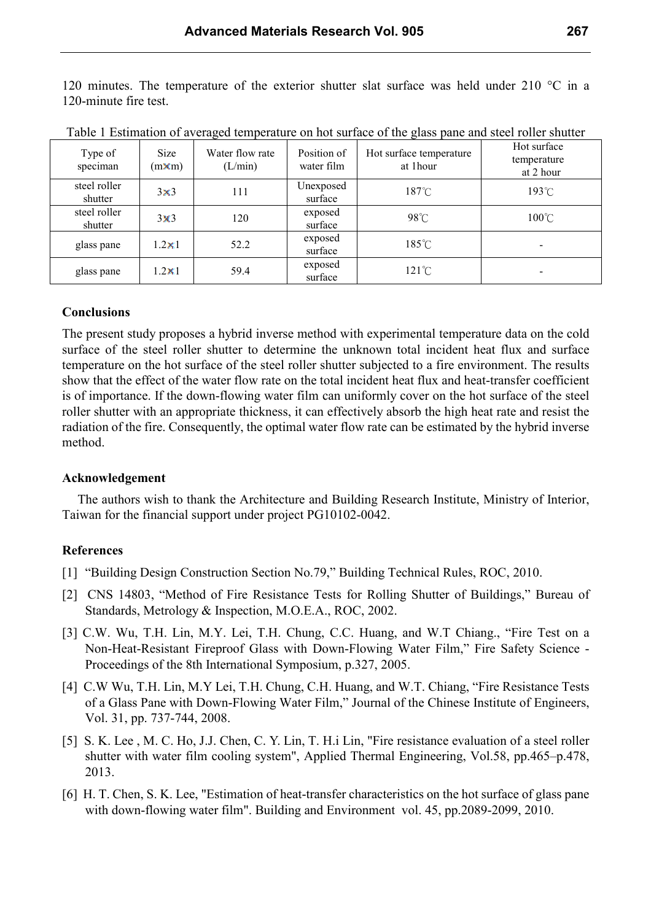120 minutes. The temperature of the exterior shutter slat surface was held under 210 °C in a 120-minute fire test.

Table 1 Estimation of averaged temperature on hot surface of the glass pane and steel roller shutter

| Type of speciman | Size (m×m) | Water flow rate (L/min) | Position of water film | Hot surface temperature at 1hour | Hot surface temperature at 2 hour |
|---|---|---|---|---|---|
| steel roller shutter | 3×3 | 111 | Unexposed surface | 187℃ | 193℃ |
| steel roller shutter | 3×3 | 120 | exposed surface | 98℃ | 100℃ |
| glass pane | 1.2×1 | 52.2 | exposed surface | 185℃ | - |
| glass pane | 1.2×1 | 59.4 | exposed surface | 121℃ | - |

## Conclusions

The present study proposes a hybrid inverse method with experimental temperature data on the cold surface of the steel roller shutter to determine the unknown total incident heat flux and surface temperature on the hot surface of the steel roller shutter subjected to a fire environment. The results show that the effect of the water flow rate on the total incident heat flux and heat-transfer coefficient is of importance. If the down-flowing water film can uniformly cover on the hot surface of the steel roller shutter with an appropriate thickness, it can effectively absorb the high heat rate and resist the radiation of the fire. Consequently, the optimal water flow rate can be estimated by the hybrid inverse method.

## Acknowledgement

The authors wish to thank the Architecture and Building Research Institute, Ministry of Interior, Taiwan for the financial support under project PG10102-0042.

## References

[1] "Building Design Construction Section No.79," Building Technical Rules, ROC, 2010.

[2] CNS 14803, "Method of Fire Resistance Tests for Rolling Shutter of Buildings," Bureau of Standards, Metrology & Inspection, M.O.E.A., ROC, 2002.

[3] C.W. Wu, T.H. Lin, M.Y. Lei, T.H. Chung, C.C. Huang, and W.T Chiang., "Fire Test on a Non-Heat-Resistant Fireproof Glass with Down-Flowing Water Film," Fire Safety Science - Proceedings of the 8th International Symposium, p.327, 2005.

[4] C.W Wu, T.H. Lin, M.Y Lei, T.H. Chung, C.H. Huang, and W.T. Chiang, "Fire Resistance Tests of a Glass Pane with Down-Flowing Water Film," Journal of the Chinese Institute of Engineers, Vol. 31, pp. 737-744, 2008.

[5] S. K. Lee , M. C. Ho, J.J. Chen, C. Y. Lin, T. H.i Lin, "Fire resistance evaluation of a steel roller shutter with water film cooling system", Applied Thermal Engineering, Vol.58, pp.465–p.478, 2013.

[6] H. T. Chen, S. K. Lee, "Estimation of heat-transfer characteristics on the hot surface of glass pane with down-flowing water film". Building and Environment vol. 45, pp.2089-2099, 2010.